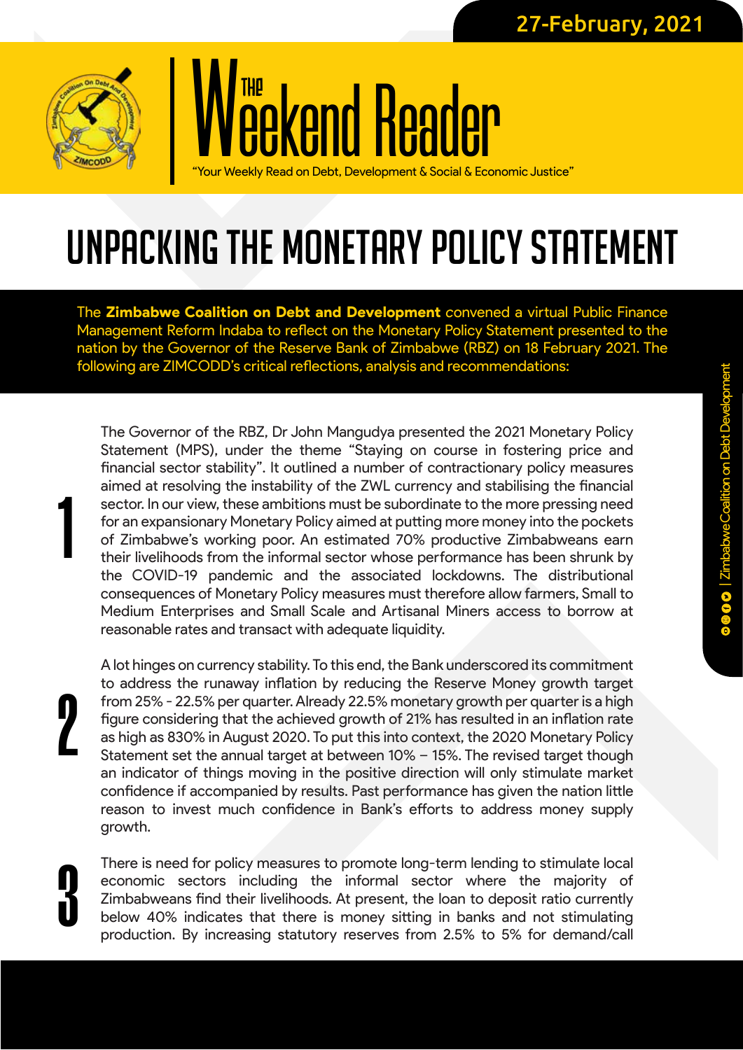27-February, 2021

# The Weekend Reader

"Your Weekly Read on Debt, Development & Social & Economic Justice"

# UNPACKING THE MONETARY POLICY STATEMENT

The **Zimbabwe Coalition on Debt and Development** convened a virtual Public Finance Management Reform Indaba to reflect on the Monetary Policy Statement presented to the nation by the Governor of the Reserve Bank of Zimbabwe (RBZ) on 18 February 2021. The following are ZIMCODD's critical reflections, analysis and recommendations:

1. The Governor of the RBZ, Dr John Mangudya presented the 2021 Monetary Policy Statement (MPS), under the theme "Staying on course in fostering price and financial sector stability". It outlined a number of contractionary policy measures aimed at resolving the instability of the ZWL currency and stabilising the financial sector. In our view, these ambitions must be subordinate to the more pressing need for an expansionary Monetary Policy aimed at putting more money into the pockets of Zimbabwe's working poor. An estimated 70% productive Zimbabweans earn their livelihoods from the informal sector whose performance has been shrunk by the COVID-19 pandemic and the associated lockdowns. The distributional consequences of Monetary Policy measures must therefore allow farmers, Small to Medium Enterprises and Small Scale and Artisanal Miners access to borrow at reasonable rates and transact with adequate liquidity.

2. A lot hinges on currency stability. To this end, the Bank underscored its commitment to address the runaway inflation by reducing the Reserve Money growth target from 25% - 22.5% per quarter. Already 22.5% monetary growth per quarter is a high figure considering that the achieved growth of 21% has resulted in an inflation rate as high as 830% in August 2020. To put this into context, the 2020 Monetary Policy Statement set the annual target at between 10% – 15%. The revised target though an indicator of things moving in the positive direction will only stimulate market confidence if accompanied by results. Past performance has given the nation little reason to invest much confidence in Bank's efforts to address money supply growth.

3. There is need for policy measures to promote long-term lending to stimulate local economic sectors including the informal sector where the majority of Zimbabweans find their livelihoods. At present, the loan to deposit ratio currently below 40% indicates that there is money sitting in banks and not stimulating production. By increasing statutory reserves from 2.5% to 5% for demand/call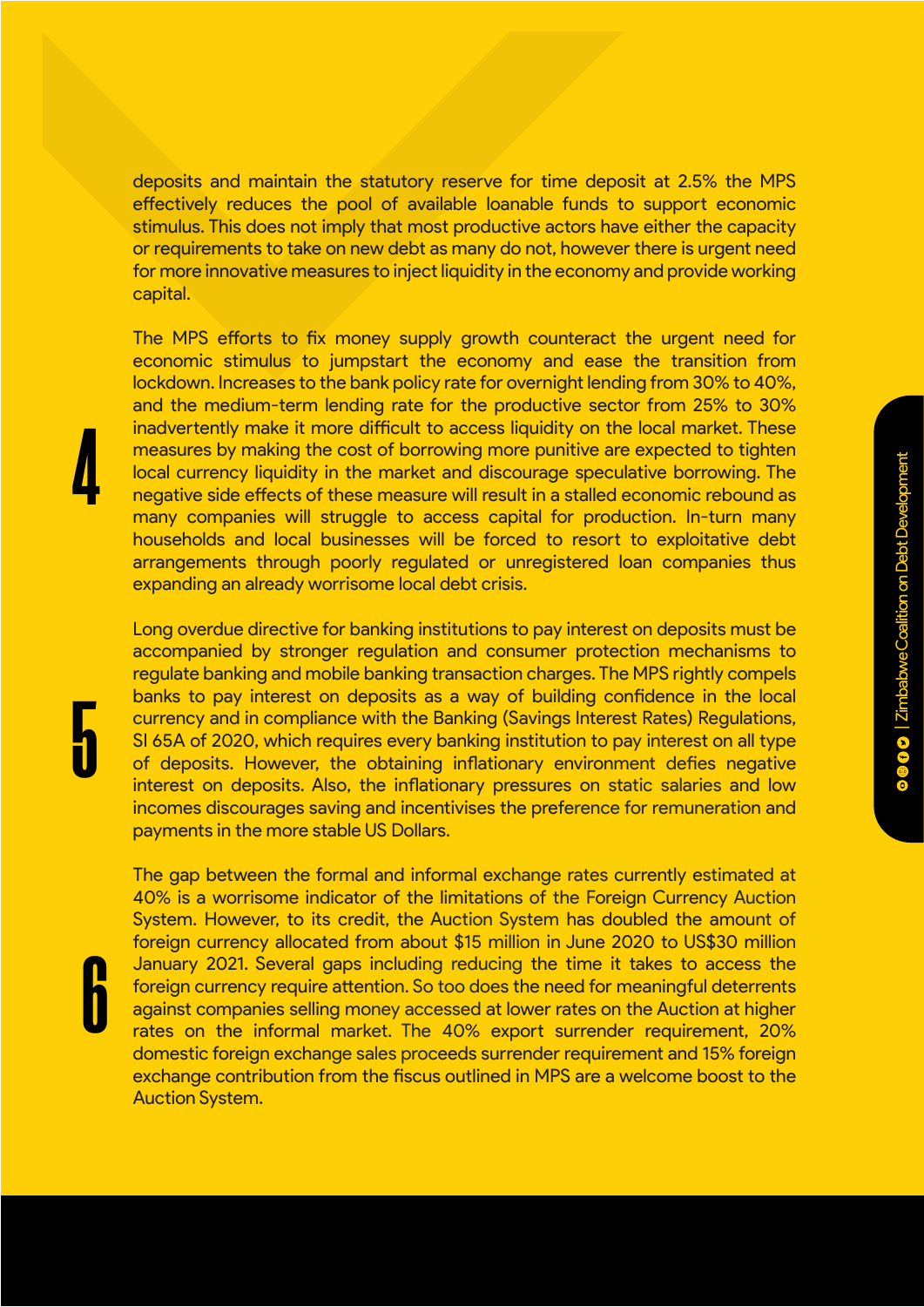deposits and maintain the statutory reserve for time deposit at 2.5% the MPS effectively reduces the pool of available loanable funds to support economic stimulus. This does not imply that most productive actors have either the capacity or requirements to take on new debt as many do not, however there is urgent need for more innovative measures to inject liquidity in the economy and provide working capital.

**4**

The MPS efforts to fix money supply growth counteract the urgent need for economic stimulus to jumpstart the economy and ease the transition from lockdown. Increases to the bank policy rate for overnight lending from 30% to 40%, and the medium-term lending rate for the productive sector from 25% to 30% inadvertently make it more difficult to access liquidity on the local market. These measures by making the cost of borrowing more punitive are expected to tighten local currency liquidity in the market and discourage speculative borrowing. The negative side effects of these measure will result in a stalled economic rebound as many companies will struggle to access capital for production. In-turn many households and local businesses will be forced to resort to exploitative debt arrangements through poorly regulated or unregistered loan companies thus expanding an already worrisome local debt crisis.

**5**

Long overdue directive for banking institutions to pay interest on deposits must be accompanied by stronger regulation and consumer protection mechanisms to regulate banking and mobile banking transaction charges. The MPS rightly compels banks to pay interest on deposits as a way of building confidence in the local currency and in compliance with the Banking (Savings Interest Rates) Regulations, SI 65A of 2020, which requires every banking institution to pay interest on all type of deposits. However, the obtaining inflationary environment defies negative interest on deposits. Also, the inflationary pressures on static salaries and low incomes discourages saving and incentivises the preference for remuneration and payments in the more stable US Dollars.

**6**

The gap between the formal and informal exchange rates currently estimated at 40% is a worrisome indicator of the limitations of the Foreign Currency Auction System. However, to its credit, the Auction System has doubled the amount of foreign currency allocated from about $15 million in June 2020 to US$30 million January 2021. Several gaps including reducing the time it takes to access the foreign currency require attention. So too does the need for meaningful deterrents against companies selling money accessed at lower rates on the Auction at higher rates on the informal market. The 40% export surrender requirement, 20% domestic foreign exchange sales proceeds surrender requirement and 15% foreign exchange contribution from the fiscus outlined in MPS are a welcome boost to the Auction System.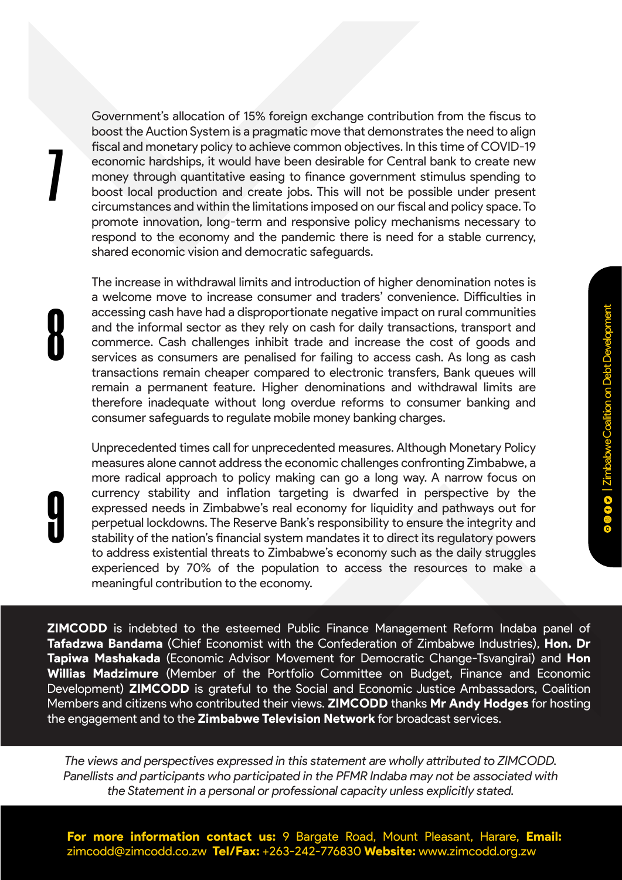7

Government's allocation of 15% foreign exchange contribution from the fiscus to boost the Auction System is a pragmatic move that demonstrates the need to align fiscal and monetary policy to achieve common objectives. In this time of COVID-19 economic hardships, it would have been desirable for Central bank to create new money through quantitative easing to finance government stimulus spending to boost local production and create jobs. This will not be possible under present circumstances and within the limitations imposed on our fiscal and policy space. To promote innovation, long-term and responsive policy mechanisms necessary to respond to the economy and the pandemic there is need for a stable currency, shared economic vision and democratic safeguards.

8

The increase in withdrawal limits and introduction of higher denomination notes is a welcome move to increase consumer and traders' convenience. Difficulties in accessing cash have had a disproportionate negative impact on rural communities and the informal sector as they rely on cash for daily transactions, transport and commerce. Cash challenges inhibit trade and increase the cost of goods and services as consumers are penalised for failing to access cash. As long as cash transactions remain cheaper compared to electronic transfers, Bank queues will remain a permanent feature. Higher denominations and withdrawal limits are therefore inadequate without long overdue reforms to consumer banking and consumer safeguards to regulate mobile money banking charges.

9

Unprecedented times call for unprecedented measures. Although Monetary Policy measures alone cannot address the economic challenges confronting Zimbabwe, a more radical approach to policy making can go a long way. A narrow focus on currency stability and inflation targeting is dwarfed in perspective by the expressed needs in Zimbabwe's real economy for liquidity and pathways out for perpetual lockdowns. The Reserve Bank's responsibility to ensure the integrity and stability of the nation's financial system mandates it to direct its regulatory powers to address existential threats to Zimbabwe's economy such as the daily struggles experienced by 70% of the population to access the resources to make a meaningful contribution to the economy.

**ZIMCODD** is indebted to the esteemed Public Finance Management Reform Indaba panel of **Tafadzwa Bandama** (Chief Economist with the Confederation of Zimbabwe Industries), **Hon. Dr Tapiwa Mashakada** (Economic Advisor Movement for Democratic Change-Tsvangirai) and **Hon Willias Madzimure** (Member of the Portfolio Committee on Budget, Finance and Economic Development) **ZIMCODD** is grateful to the Social and Economic Justice Ambassadors, Coalition Members and citizens who contributed their views. **ZIMCODD** thanks **Mr Andy Hodges** for hosting the engagement and to the **Zimbabwe Television Network** for broadcast services.

*The views and perspectives expressed in this statement are wholly attributed to ZIMCODD. Panellists and participants who participated in the PFMR Indaba may not be associated with the Statement in a personal or professional capacity unless explicitly stated.*

**For more information contact us:** 9 Bargate Road, Mount Pleasant, Harare, **Email:** zimcodd@zimcodd.co.zw **Tel/Fax:** +263-242-776830 **Website:** www.zimcodd.org.zw